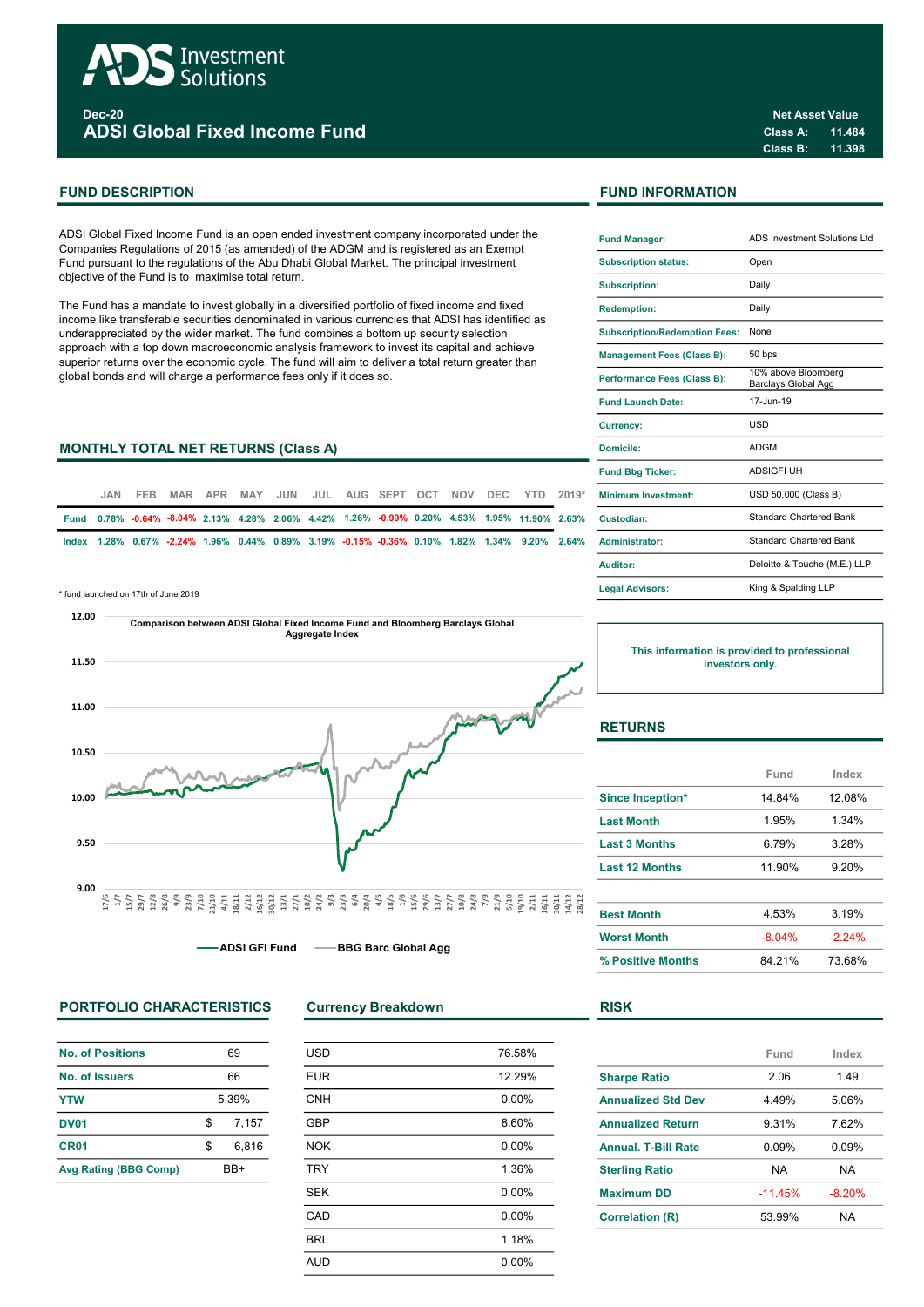# ADS Investment Solutions

**Dec-20**

# ADSI Global Fixed Income Fund

| Net Asset Value | |
|---|---|
| Class A: | 11.484 |
| Class B: | 11.398 |

## FUND DESCRIPTION

ADSI Global Fixed Income Fund is an open ended investment company incorporated under the Companies Regulations of 2015 (as amended) of the ADGM and is registered as an Exempt Fund pursuant to the regulations of the Abu Dhabi Global Market. The principal investment objective of the Fund is to maximise total return.

The Fund has a mandate to invest globally in a diversified portfolio of fixed income and fixed income like transferable securities denominated in various currencies that ADSI has identified as underappreciated by the wider market. The fund combines a bottom up security selection approach with a top down macroeconomic analysis framework to invest its capital and achieve superior returns over the economic cycle. The fund will aim to deliver a total return greater than global bonds and will charge a performance fees only if it does so.

## FUND INFORMATION

| | |
|---|---|
| Fund Manager: | ADS Investment Solutions Ltd |
| Subscription status: | Open |
| Subscription: | Daily |
| Redemption: | Daily |
| Subscription/Redemption Fees: | None |
| Management Fees (Class B): | 50 bps |
| Performance Fees (Class B): | 10% above Bloomberg Barclays Global Agg |
| Fund Launch Date: | 17-Jun-19 |
| Currency: | USD |
| Domicile: | ADGM |
| Fund Bbg Ticker: | ADSIGFI UH |
| Minimum Investment: | USD 50,000 (Class B) |
| Custodian: | Standard Chartered Bank |
| Administrator: | Standard Chartered Bank |
| Auditor: | Deloitte & Touche (M.E.) LLP |
| Legal Advisors: | King & Spalding LLP |

## MONTHLY TOTAL NET RETURNS (Class A)

| | JAN | FEB | MAR | APR | MAY | JUN | JUL | AUG | SEPT | OCT | NOV | DEC | YTD | 2019* |
|---|---|---|---|---|---|---|---|---|---|---|---|---|---|---|
| Fund | 0.78% | -0.64% | -8.04% | 2.13% | 4.28% | 2.06% | 4.42% | 1.26% | -0.99% | 0.20% | 4.53% | 1.95% | 11.90% | 2.63% |
| Index | 1.28% | 0.67% | -2.24% | 1.96% | 0.44% | 0.89% | 3.19% | -0.15% | -0.36% | 0.10% | 1.82% | 1.34% | 9.20% | 2.64% |

\* fund launched on 17th of June 2019

**Comparison between ADSI Global Fixed Income Fund and Bloomberg Barclays Global Aggregate Index**

ADSI GFI Fund — BBG Barc Global Agg

This information is provided to professional investors only.

## RETURNS

| | Fund | Index |
|---|---|---|
| Since Inception* | 14.84% | 12.08% |
| Last Month | 1.95% | 1.34% |
| Last 3 Months | 6.79% | 3.28% |
| Last 12 Months | 11.90% | 9.20% |
| Best Month | 4.53% | 3.19% |
| Worst Month | -8.04% | -2.24% |
| % Positive Months | 84.21% | 73.68% |

## PORTFOLIO CHARACTERISTICS

| | |
|---|---|
| No. of Positions | 69 |
| No. of Issuers | 66 |
| YTW | 5.39% |
| DV01 | $ 7,157 |
| CR01 | $ 6,816 |
| Avg Rating (BBG Comp) | BB+ |

## Currency Breakdown

| | |
|---|---|
| USD | 76.58% |
| EUR | 12.29% |
| CNH | 0.00% |
| GBP | 8.60% |
| NOK | 0.00% |
| TRY | 1.36% |
| SEK | 0.00% |
| CAD | 0.00% |
| BRL | 1.18% |
| AUD | 0.00% |

## RISK

| | Fund | Index |
|---|---|---|
| Sharpe Ratio | 2.06 | 1.49 |
| Annualized Std Dev | 4.49% | 5.06% |
| Annualized Return | 9.31% | 7.62% |
| Annual. T-Bill Rate | 0.09% | 0.09% |
| Sterling Ratio | NA | NA |
| Maximum DD | -11.45% | -8.20% |
| Correlation (R) | 53.99% | NA |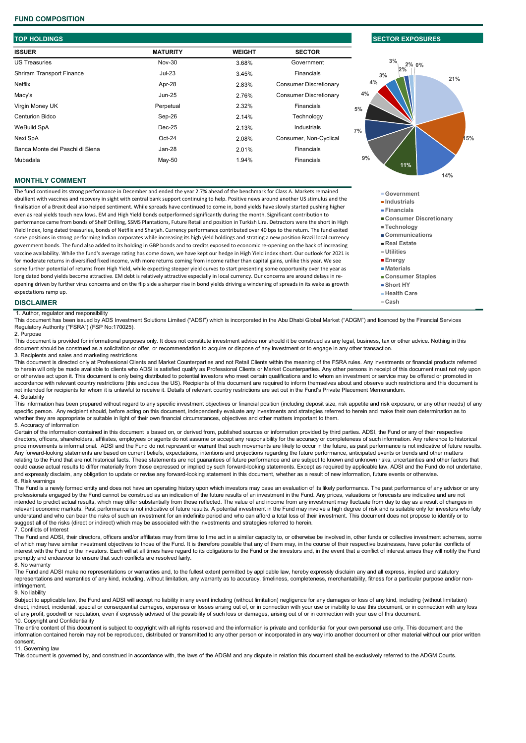## FUND COMPOSITION

### TOP HOLDINGS

| ISSUER | MATURITY | WEIGHT | SECTOR |
|---|---|---|---|
| US Treasuries | Nov-30 | 3.68% | Government |
| Shriram Transport Finance | Jul-23 | 3.45% | Financials |
| Netflix | Apr-28 | 2.83% | Consumer Discretionary |
| Macy's | Jun-25 | 2.76% | Consumer Discretionary |
| Virgin Money UK | Perpetual | 2.32% | Financials |
| Centurion Bidco | Sep-26 | 2.14% | Technology |
| WeBuild SpA | Dec-25 | 2.13% | Industrials |
| Nexi SpA | Oct-24 | 2.08% | Consumer, Non-Cyclical |
| Banca Monte dei Paschi di Siena | Jan-28 | 2.01% | Financials |
| Mubadala | May-50 | 1.94% | Financials |

### SECTOR EXPOSURES

21%
15%
14%
11%
9%
7%
5%
4%
4%
3%
3%
2%
2%
0%

Government
Industrials
Financials
Consumer Discretionary
Technology
Communications
Real Estate
Utilities
Energy
Materials
Consumer Staples
Short HY
Health Care
Cash

### MONTHLY COMMENT

The fund continued its strong performance in December and ended the year 2.7% ahead of the benchmark for Class A. Markets remained ebullient with vaccines and recovery in sight with central bank support continuing to help. Positive news around another US stimulus and the finalisation of a Brexit deal also helped sentiment. While spreads have continued to come in, bond yields have slowly started pushing higher even as real yields touch new lows. EM and High Yield bonds outperformed significantly during the month. Significant contribution to performance came from bonds of Shelf Drilling, SSMS Plantations, Future Retail and position in Turkish Lira. Detractors were the short in High Yield Index, long dated treasuries, bonds of Netflix and Sharjah. Currency performance contributed over 40 bps to the return. The fund exited some positions in strong performing Indian corporates while increasing its high yield holdings and strating a new position Brazil local currency government bonds. The fund also added to its holding in GBP bonds and to credits exposed to economic re-opening on the back of increasing vaccine availability. While the fund's average rating has come down, we have kept our hedge in High Yield index short. Our outlook for 2021 is for moderate returns in diversified fixed income, with more returns coming from income rather than capital gains, unlike this year. We see some further potential of returns from High Yield, while expecting steeper yield curves to start presenting some opportunity over the year as long dated bond yields become attractive. EM debt is relatively attractive especially in local currency. Our concerns are around delays in re-opening driven by further virus concerns and on the flip side a sharper rise in bond yields driving a widening of spreads in its wake as growth expectations ramp up.

### DISCLAIMER

1. Author, regulator and responsibility

This document has been issued by ADS Investment Solutions Limited ("ADSI") which is incorporated in the Abu Dhabi Global Market ("ADGM") and licenced by the Financial Services Regulatory Authority ("FSRA") (FSP No:170025).

2. Purpose

This document is provided for informational purposes only. It does not constitute investment advice nor should it be construed as any legal, business, tax or other advice. Nothing in this document should be construed as a solicitation or offer, or recommendation to acquire or dispose of any investment or to engage in any other transaction.

3. Recipients and sales and marketing restrictions

This document is directed only at Professional Clients and Market Counterparties and not Retail Clients within the meaning of the FSRA rules. Any investments or financial products referred to herein will only be made available to clients who ADSI is satisfied qualify as Professional Clients or Market Counterparties. Any other persons in receipt of this document must not rely upon or otherwise act upon it. This document is only being distributed to potential investors who meet certain qualifications and to whom an investment or service may be offered or promoted in accordance with relevant country restrictions (this excludes the US). Recipients of this document are required to inform themselves about and observe such restrictions and this document is not intended for recipients for whom it is unlawful to receive it. Details of relevant country restrictions are set out in the Fund's Private Placement Memorandum.

4. Suitability

This information has been prepared without regard to any specific investment objectives or financial position (including deposit size, risk appetite and risk exposure, or any other needs) of any specific person. Any recipient should, before acting on this document, independently evaluate any investments and strategies referred to herein and make their own determination as to whether they are appropriate or suitable in light of their own financial circumstances, objectives and other matters important to them.

5. Accuracy of information

Certain of the information contained in this document is based on, or derived from, published sources or information provided by third parties. ADSI, the Fund or any of their respective directors, officers, shareholders, affiliates, employees or agents do not assume or accept any responsibility for the accuracy or completeness of such information. Any reference to historical price movements is informational. ADSI and the Fund do not represent or warrant that such movements are likely to occur in the future, as past performance is not indicative of future results. Any forward-looking statements are based on current beliefs, expectations, intentions and projections regarding the future performance, anticipated events or trends and other matters relating to the Fund that are not historical facts. These statements are not guarantees of future performance and are subject to known and unknown risks, uncertainties and other factors that could cause actual results to differ materially from those expressed or implied by such forward-looking statements. Except as required by applicable law, ADSI and the Fund do not undertake, and expressly disclaim, any obligation to update or revise any forward-looking statement in this document, whether as a result of new information, future events or otherwise.

6. Risk warnings

The Fund is a newly formed entity and does not have an operating history upon which investors may base an evaluation of its likely performance. The past performance of any advisor or any professionals engaged by the Fund cannot be construed as an indication of the future results of an investment in the Fund. Any prices, valuations or forecasts are indicative and are not intended to predict actual results, which may differ substantially from those reflected. The value of and income from any investment may fluctuate from day to day as a result of changes in relevant economic markets. Past performance is not indicative of future results. A potential investment in the Fund may involve a high degree of risk and is suitable only for investors who fully understand and who can bear the risks of such an investment for an indefinite period and who can afford a total loss of their investment. This document does not propose to identify or to suggest all of the risks (direct or indirect) which may be associated with the investments and strategies referred to herein.

7. Conflicts of Interest

The Fund and ADSI, their directors, officers and/or affiliates may from time to time act in a similar capacity to, or otherwise be involved in, other funds or collective investment schemes, some of which may have similar investment objectives to those of the Fund. It is therefore possible that any of them may, in the course of their respective businesses, have potential conflicts of interest with the Fund or the investors. Each will at all times have regard to its obligations to the Fund or the investors and, in the event that a conflict of interest arises they will notify the Fund promptly and endeavour to ensure that such conflicts are resolved fairly.

8. No warranty

The Fund and ADSI make no representations or warranties and, to the fullest extent permitted by applicable law, hereby expressly disclaim any and all express, implied and statutory representations and warranties of any kind, including, without limitation, any warranty as to accuracy, timeliness, completeness, merchantability, fitness for a particular purpose and/or non-infringement.

9. No liability

Subject to applicable law, the Fund and ADSI will accept no liability in any event including (without limitation) negligence for any damages or loss of any kind, including (without limitation) direct, indirect, incidental, special or consequential damages, expenses or losses arising out of, or in connection with your use or inability to use this document, or in connection with any loss of any profit, goodwill or reputation, even if expressly advised of the possibility of such loss or damages, arising out of or in connection with your use of this document.

10. Copyright and Confidentiality

The entire content of this document is subject to copyright with all rights reserved and the information is private and confidential for your own personal use only. This document and the information contained herein may not be reproduced, distributed or transmitted to any other person or incorporated in any way into another document or other material without our prior written consent.

11. Governing law

This document is governed by, and construed in accordance with, the laws of the ADGM and any dispute in relation this document shall be exclusively referred to the ADGM Courts.